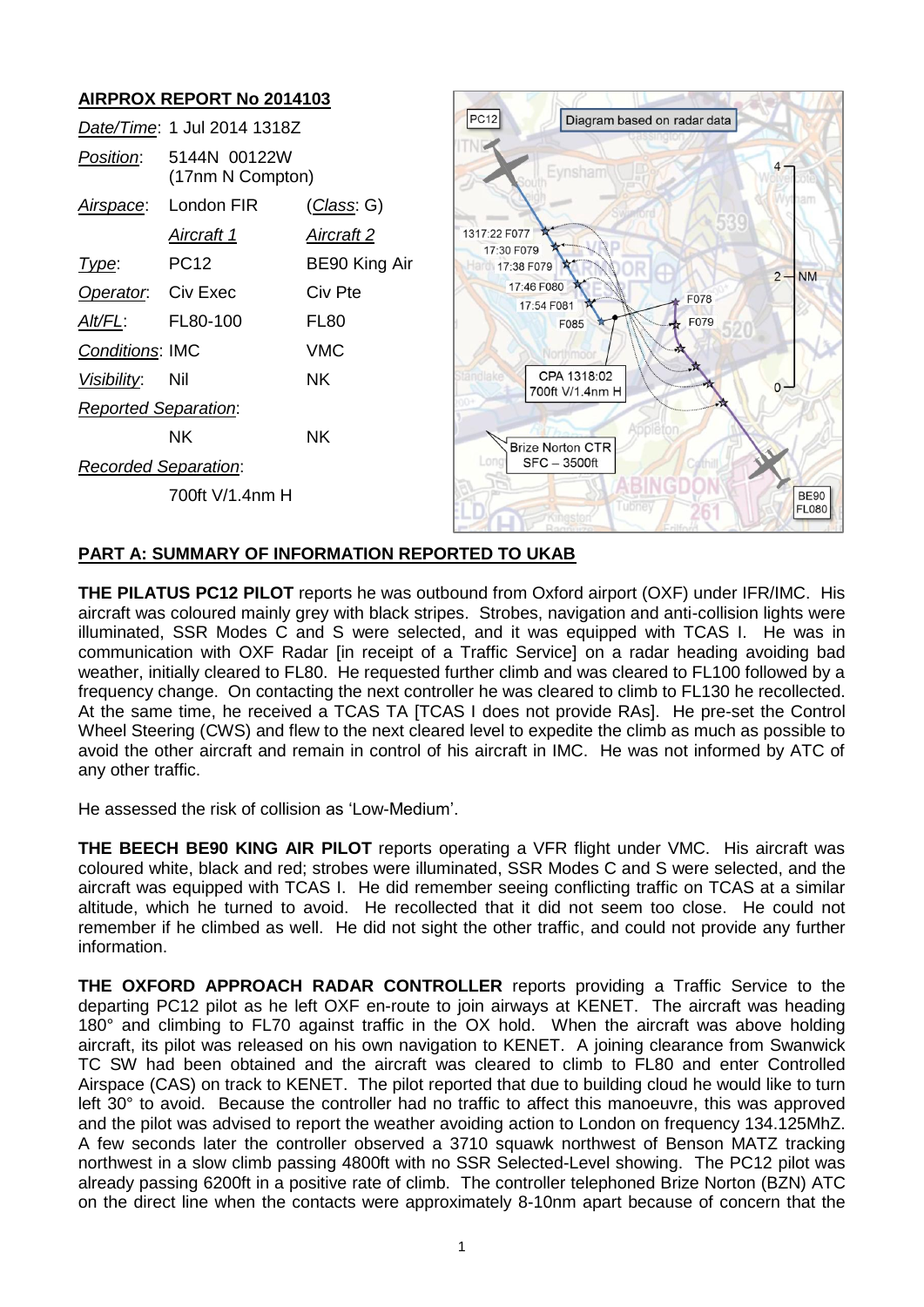## AIRPROX REPORT No 2014103

| | | |
|---|---|---|
| *Date/Time*: | 1 Jul 2014 1318Z | |
| *Position*: | 5144N 00122W (17nm N Compton) | |
| *Airspace*: | London FIR | (*Class*: G) |
| | *Aircraft 1* | *Aircraft 2* |
| *Type*: | PC12 | BE90 King Air |
| *Operator*: | Civ Exec | Civ Pte |
| *Alt/FL*: | FL80-100 | FL80 |
| *Conditions*: | IMC | VMC |
| *Visibility*: | Nil | NK |
| *Reported Separation*: | | |
| | NK | NK |
| *Recorded Separation*: | | |
| | 700ft V/1.4nm H | |

## PART A: SUMMARY OF INFORMATION REPORTED TO UKAB

**THE PILATUS PC12 PILOT** reports he was outbound from Oxford airport (OXF) under IFR/IMC. His aircraft was coloured mainly grey with black stripes. Strobes, navigation and anti-collision lights were illuminated, SSR Modes C and S were selected, and it was equipped with TCAS I. He was in communication with OXF Radar [in receipt of a Traffic Service] on a radar heading avoiding bad weather, initially cleared to FL80. He requested further climb and was cleared to FL100 followed by a frequency change. On contacting the next controller he was cleared to climb to FL130 he recollected. At the same time, he received a TCAS TA [TCAS I does not provide RAs]. He pre-set the Control Wheel Steering (CWS) and flew to the next cleared level to expedite the climb as much as possible to avoid the other aircraft and remain in control of his aircraft in IMC. He was not informed by ATC of any other traffic.

He assessed the risk of collision as 'Low-Medium'.

**THE BEECH BE90 KING AIR PILOT** reports operating a VFR flight under VMC. His aircraft was coloured white, black and red; strobes were illuminated, SSR Modes C and S were selected, and the aircraft was equipped with TCAS I. He did remember seeing conflicting traffic on TCAS at a similar altitude, which he turned to avoid. He recollected that it did not seem too close. He could not remember if he climbed as well. He did not sight the other traffic, and could not provide any further information.

**THE OXFORD APPROACH RADAR CONTROLLER** reports providing a Traffic Service to the departing PC12 pilot as he left OXF en-route to join airways at KENET. The aircraft was heading 180° and climbing to FL70 against traffic in the OX hold. When the aircraft was above holding aircraft, its pilot was released on his own navigation to KENET. A joining clearance from Swanwick TC SW had been obtained and the aircraft was cleared to climb to FL80 and enter Controlled Airspace (CAS) on track to KENET. The pilot reported that due to building cloud he would like to turn left 30° to avoid. Because the controller had no traffic to affect this manoeuvre, this was approved and the pilot was advised to report the weather avoiding action to London on frequency 134.125MhZ. A few seconds later the controller observed a 3710 squawk northwest of Benson MATZ tracking northwest in a slow climb passing 4800ft with no SSR Selected-Level showing. The PC12 pilot was already passing 6200ft in a positive rate of climb. The controller telephoned Brize Norton (BZN) ATC on the direct line when the contacts were approximately 8-10nm apart because of concern that the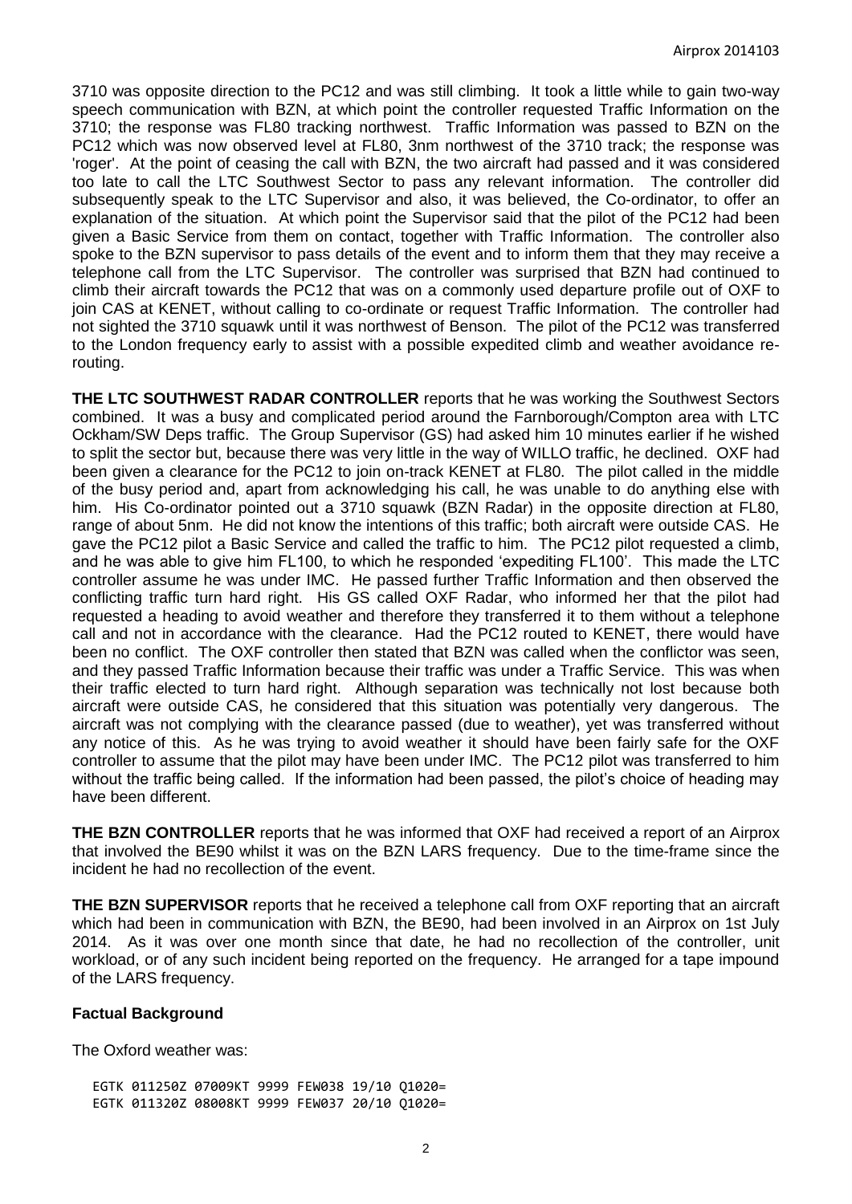3710 was opposite direction to the PC12 and was still climbing. It took a little while to gain two-way speech communication with BZN, at which point the controller requested Traffic Information on the 3710; the response was FL80 tracking northwest. Traffic Information was passed to BZN on the PC12 which was now observed level at FL80, 3nm northwest of the 3710 track; the response was 'roger'. At the point of ceasing the call with BZN, the two aircraft had passed and it was considered too late to call the LTC Southwest Sector to pass any relevant information. The controller did subsequently speak to the LTC Supervisor and also, it was believed, the Co-ordinator, to offer an explanation of the situation. At which point the Supervisor said that the pilot of the PC12 had been given a Basic Service from them on contact, together with Traffic Information. The controller also spoke to the BZN supervisor to pass details of the event and to inform them that they may receive a telephone call from the LTC Supervisor. The controller was surprised that BZN had continued to climb their aircraft towards the PC12 that was on a commonly used departure profile out of OXF to join CAS at KENET, without calling to co-ordinate or request Traffic Information. The controller had not sighted the 3710 squawk until it was northwest of Benson. The pilot of the PC12 was transferred to the London frequency early to assist with a possible expedited climb and weather avoidance re-routing.

**THE LTC SOUTHWEST RADAR CONTROLLER** reports that he was working the Southwest Sectors combined. It was a busy and complicated period around the Farnborough/Compton area with LTC Ockham/SW Deps traffic. The Group Supervisor (GS) had asked him 10 minutes earlier if he wished to split the sector but, because there was very little in the way of WILLO traffic, he declined. OXF had been given a clearance for the PC12 to join on-track KENET at FL80. The pilot called in the middle of the busy period and, apart from acknowledging his call, he was unable to do anything else with him. His Co-ordinator pointed out a 3710 squawk (BZN Radar) in the opposite direction at FL80, range of about 5nm. He did not know the intentions of this traffic; both aircraft were outside CAS. He gave the PC12 pilot a Basic Service and called the traffic to him. The PC12 pilot requested a climb, and he was able to give him FL100, to which he responded 'expediting FL100'. This made the LTC controller assume he was under IMC. He passed further Traffic Information and then observed the conflicting traffic turn hard right. His GS called OXF Radar, who informed her that the pilot had requested a heading to avoid weather and therefore they transferred it to them without a telephone call and not in accordance with the clearance. Had the PC12 routed to KENET, there would have been no conflict. The OXF controller then stated that BZN was called when the conflictor was seen, and they passed Traffic Information because their traffic was under a Traffic Service. This was when their traffic elected to turn hard right. Although separation was technically not lost because both aircraft were outside CAS, he considered that this situation was potentially very dangerous. The aircraft was not complying with the clearance passed (due to weather), yet was transferred without any notice of this. As he was trying to avoid weather it should have been fairly safe for the OXF controller to assume that the pilot may have been under IMC. The PC12 pilot was transferred to him without the traffic being called. If the information had been passed, the pilot's choice of heading may have been different.

**THE BZN CONTROLLER** reports that he was informed that OXF had received a report of an Airprox that involved the BE90 whilst it was on the BZN LARS frequency. Due to the time-frame since the incident he had no recollection of the event.

**THE BZN SUPERVISOR** reports that he received a telephone call from OXF reporting that an aircraft which had been in communication with BZN, the BE90, had been involved in an Airprox on 1st July 2014. As it was over one month since that date, he had no recollection of the controller, unit workload, or of any such incident being reported on the frequency. He arranged for a tape impound of the LARS frequency.

## Factual Background

The Oxford weather was:

```
EGTK 011250Z 07009KT 9999 FEW038 19/10 Q1020=
EGTK 011320Z 08008KT 9999 FEW037 20/10 Q1020=
```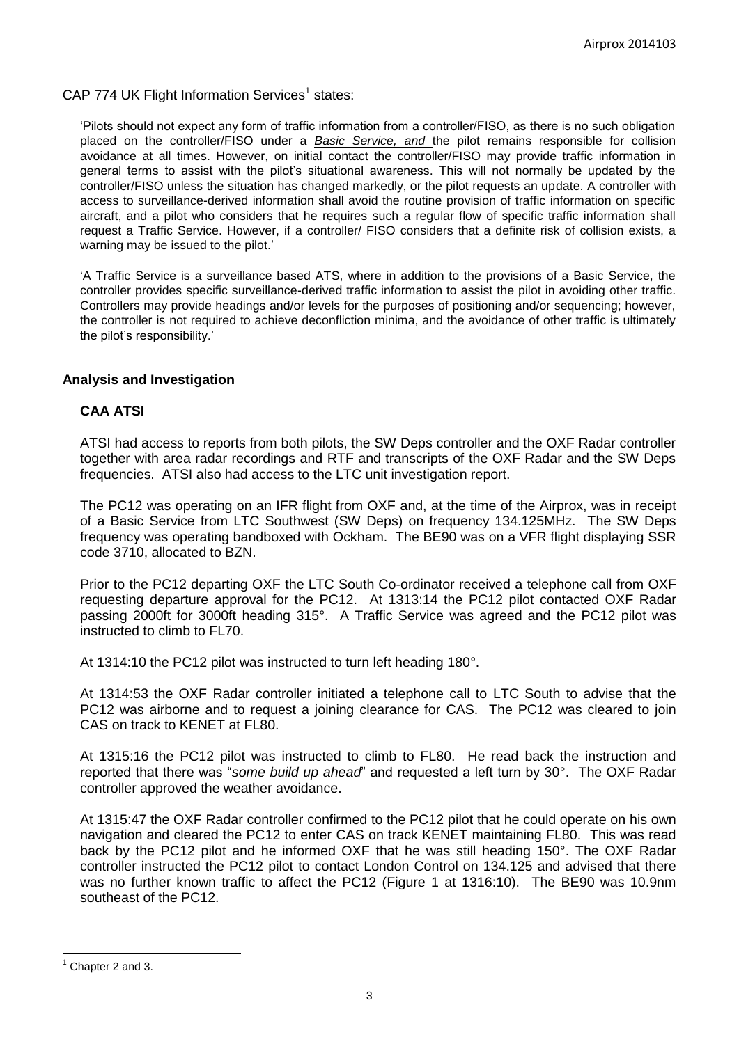CAP 774 UK Flight Information Services[1] states:

> 'Pilots should not expect any form of traffic information from a controller/FISO, as there is no such obligation placed on the controller/FISO under a ***Basic Service, and*** the pilot remains responsible for collision avoidance at all times. However, on initial contact the controller/FISO may provide traffic information in general terms to assist with the pilot's situational awareness. This will not normally be updated by the controller/FISO unless the situation has changed markedly, or the pilot requests an update. A controller with access to surveillance-derived information shall avoid the routine provision of traffic information on specific aircraft, and a pilot who considers that he requires such a regular flow of specific traffic information shall request a Traffic Service. However, if a controller/ FISO considers that a definite risk of collision exists, a warning may be issued to the pilot.'
>
> 'A Traffic Service is a surveillance based ATS, where in addition to the provisions of a Basic Service, the controller provides specific surveillance-derived traffic information to assist the pilot in avoiding other traffic. Controllers may provide headings and/or levels for the purposes of positioning and/or sequencing; however, the controller is not required to achieve deconfliction minima, and the avoidance of other traffic is ultimately the pilot's responsibility.'

## Analysis and Investigation

### CAA ATSI

ATSI had access to reports from both pilots, the SW Deps controller and the OXF Radar controller together with area radar recordings and RTF and transcripts of the OXF Radar and the SW Deps frequencies. ATSI also had access to the LTC unit investigation report.

The PC12 was operating on an IFR flight from OXF and, at the time of the Airprox, was in receipt of a Basic Service from LTC Southwest (SW Deps) on frequency 134.125MHz. The SW Deps frequency was operating bandboxed with Ockham. The BE90 was on a VFR flight displaying SSR code 3710, allocated to BZN.

Prior to the PC12 departing OXF the LTC South Co-ordinator received a telephone call from OXF requesting departure approval for the PC12. At 1313:14 the PC12 pilot contacted OXF Radar passing 2000ft for 3000ft heading 315°. A Traffic Service was agreed and the PC12 pilot was instructed to climb to FL70.

At 1314:10 the PC12 pilot was instructed to turn left heading 180°.

At 1314:53 the OXF Radar controller initiated a telephone call to LTC South to advise that the PC12 was airborne and to request a joining clearance for CAS. The PC12 was cleared to join CAS on track to KENET at FL80.

At 1315:16 the PC12 pilot was instructed to climb to FL80. He read back the instruction and reported that there was "*some build up ahead*" and requested a left turn by 30°. The OXF Radar controller approved the weather avoidance.

At 1315:47 the OXF Radar controller confirmed to the PC12 pilot that he could operate on his own navigation and cleared the PC12 to enter CAS on track KENET maintaining FL80. This was read back by the PC12 pilot and he informed OXF that he was still heading 150°. The OXF Radar controller instructed the PC12 pilot to contact London Control on 134.125 and advised that there was no further known traffic to affect the PC12 (Figure 1 at 1316:10). The BE90 was 10.9nm southeast of the PC12.

---

[1] Chapter 2 and 3.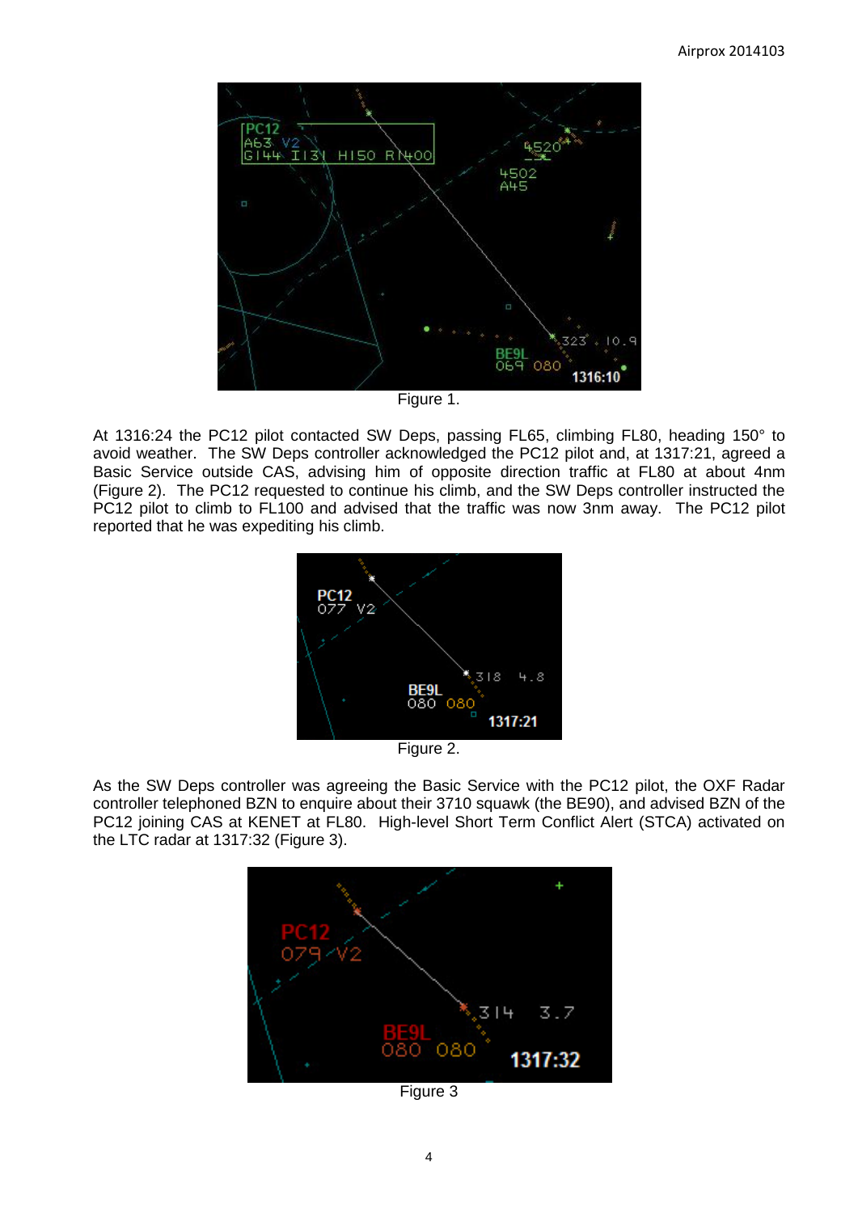Figure 1.

At 1316:24 the PC12 pilot contacted SW Deps, passing FL65, climbing FL80, heading 150° to avoid weather. The SW Deps controller acknowledged the PC12 pilot and, at 1317:21, agreed a Basic Service outside CAS, advising him of opposite direction traffic at FL80 at about 4nm (Figure 2). The PC12 requested to continue his climb, and the SW Deps controller instructed the PC12 pilot to climb to FL100 and advised that the traffic was now 3nm away. The PC12 pilot reported that he was expediting his climb.

Figure 2.

As the SW Deps controller was agreeing the Basic Service with the PC12 pilot, the OXF Radar controller telephoned BZN to enquire about their 3710 squawk (the BE90), and advised BZN of the PC12 joining CAS at KENET at FL80. High-level Short Term Conflict Alert (STCA) activated on the LTC radar at 1317:32 (Figure 3).

Figure 3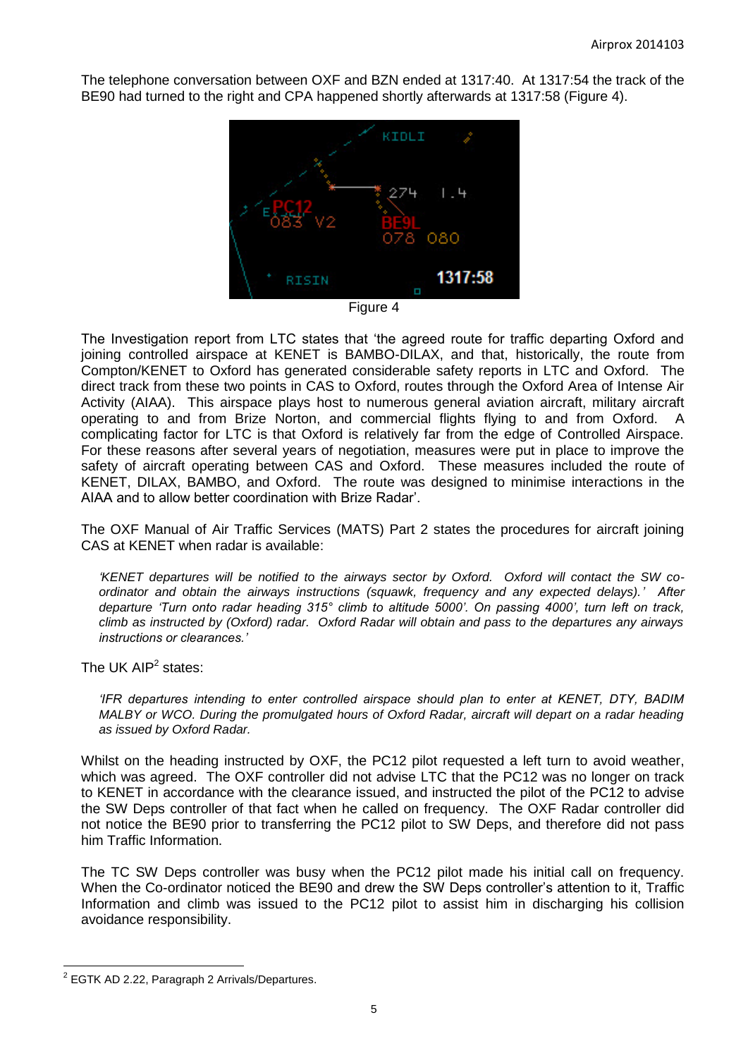The telephone conversation between OXF and BZN ended at 1317:40. At 1317:54 the track of the BE90 had turned to the right and CPA happened shortly afterwards at 1317:58 (Figure 4).

Figure 4

The Investigation report from LTC states that 'the agreed route for traffic departing Oxford and joining controlled airspace at KENET is BAMBO-DILAX, and that, historically, the route from Compton/KENET to Oxford has generated considerable safety reports in LTC and Oxford. The direct track from these two points in CAS to Oxford, routes through the Oxford Area of Intense Air Activity (AIAA). This airspace plays host to numerous general aviation aircraft, military aircraft operating to and from Brize Norton, and commercial flights flying to and from Oxford. A complicating factor for LTC is that Oxford is relatively far from the edge of Controlled Airspace. For these reasons after several years of negotiation, measures were put in place to improve the safety of aircraft operating between CAS and Oxford. These measures included the route of KENET, DILAX, BAMBO, and Oxford. The route was designed to minimise interactions in the AIAA and to allow better coordination with Brize Radar'.

The OXF Manual of Air Traffic Services (MATS) Part 2 states the procedures for aircraft joining CAS at KENET when radar is available:

> *'KENET departures will be notified to the airways sector by Oxford. Oxford will contact the SW co-ordinator and obtain the airways instructions (squawk, frequency and any expected delays).' After departure 'Turn onto radar heading 315° climb to altitude 5000'. On passing 4000', turn left on track, climb as instructed by (Oxford) radar. Oxford Radar will obtain and pass to the departures any airways instructions or clearances.'*

The UK AIP[2] states:

> *'IFR departures intending to enter controlled airspace should plan to enter at KENET, DTY, BADIM MALBY or WCO. During the promulgated hours of Oxford Radar, aircraft will depart on a radar heading as issued by Oxford Radar.*

Whilst on the heading instructed by OXF, the PC12 pilot requested a left turn to avoid weather, which was agreed. The OXF controller did not advise LTC that the PC12 was no longer on track to KENET in accordance with the clearance issued, and instructed the pilot of the PC12 to advise the SW Deps controller of that fact when he called on frequency. The OXF Radar controller did not notice the BE90 prior to transferring the PC12 pilot to SW Deps, and therefore did not pass him Traffic Information.

The TC SW Deps controller was busy when the PC12 pilot made his initial call on frequency. When the Co-ordinator noticed the BE90 and drew the SW Deps controller's attention to it, Traffic Information and climb was issued to the PC12 pilot to assist him in discharging his collision avoidance responsibility.

---

[2] EGTK AD 2.22, Paragraph 2 Arrivals/Departures.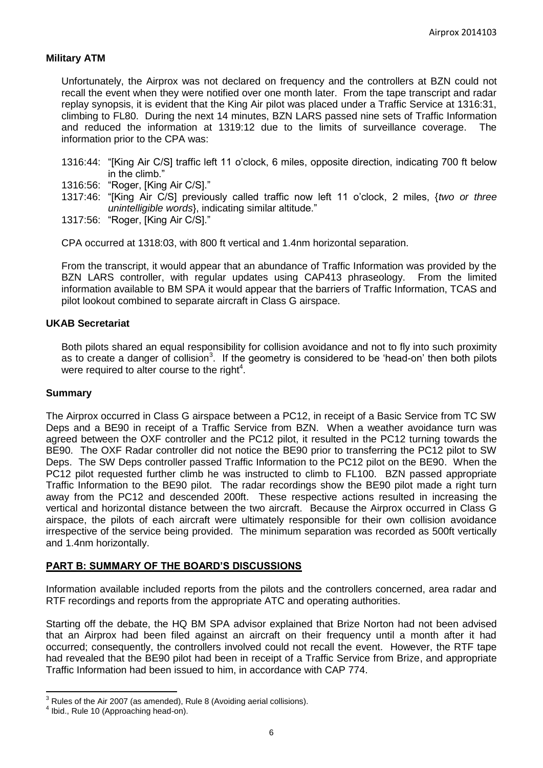### Military ATM

Unfortunately, the Airprox was not declared on frequency and the controllers at BZN could not recall the event when they were notified over one month later. From the tape transcript and radar replay synopsis, it is evident that the King Air pilot was placed under a Traffic Service at 1316:31, climbing to FL80. During the next 14 minutes, BZN LARS passed nine sets of Traffic Information and reduced the information at 1319:12 due to the limits of surveillance coverage. The information prior to the CPA was:

1316:44: "[King Air C/S] traffic left 11 o'clock, 6 miles, opposite direction, indicating 700 ft below in the climb."
1316:56: "Roger, [King Air C/S]."
1317:46: "[King Air C/S] previously called traffic now left 11 o'clock, 2 miles, {*two or three unintelligible words*}, indicating similar altitude."
1317:56: "Roger, [King Air C/S]."

CPA occurred at 1318:03, with 800 ft vertical and 1.4nm horizontal separation.

From the transcript, it would appear that an abundance of Traffic Information was provided by the BZN LARS controller, with regular updates using CAP413 phraseology. From the limited information available to BM SPA it would appear that the barriers of Traffic Information, TCAS and pilot lookout combined to separate aircraft in Class G airspace.

### UKAB Secretariat

Both pilots shared an equal responsibility for collision avoidance and not to fly into such proximity as to create a danger of collision[3]. If the geometry is considered to be 'head-on' then both pilots were required to alter course to the right[4].

### Summary

The Airprox occurred in Class G airspace between a PC12, in receipt of a Basic Service from TC SW Deps and a BE90 in receipt of a Traffic Service from BZN. When a weather avoidance turn was agreed between the OXF controller and the PC12 pilot, it resulted in the PC12 turning towards the BE90. The OXF Radar controller did not notice the BE90 prior to transferring the PC12 pilot to SW Deps. The SW Deps controller passed Traffic Information to the PC12 pilot on the BE90. When the PC12 pilot requested further climb he was instructed to climb to FL100. BZN passed appropriate Traffic Information to the BE90 pilot. The radar recordings show the BE90 pilot made a right turn away from the PC12 and descended 200ft. These respective actions resulted in increasing the vertical and horizontal distance between the two aircraft. Because the Airprox occurred in Class G airspace, the pilots of each aircraft were ultimately responsible for their own collision avoidance irrespective of the service being provided. The minimum separation was recorded as 500ft vertically and 1.4nm horizontally.

## PART B: SUMMARY OF THE BOARD'S DISCUSSIONS

Information available included reports from the pilots and the controllers concerned, area radar and RTF recordings and reports from the appropriate ATC and operating authorities.

Starting off the debate, the HQ BM SPA advisor explained that Brize Norton had not been advised that an Airprox had been filed against an aircraft on their frequency until a month after it had occurred; consequently, the controllers involved could not recall the event. However, the RTF tape had revealed that the BE90 pilot had been in receipt of a Traffic Service from Brize, and appropriate Traffic Information had been issued to him, in accordance with CAP 774.

---

[3] Rules of the Air 2007 (as amended), Rule 8 (Avoiding aerial collisions).
[4] Ibid., Rule 10 (Approaching head-on).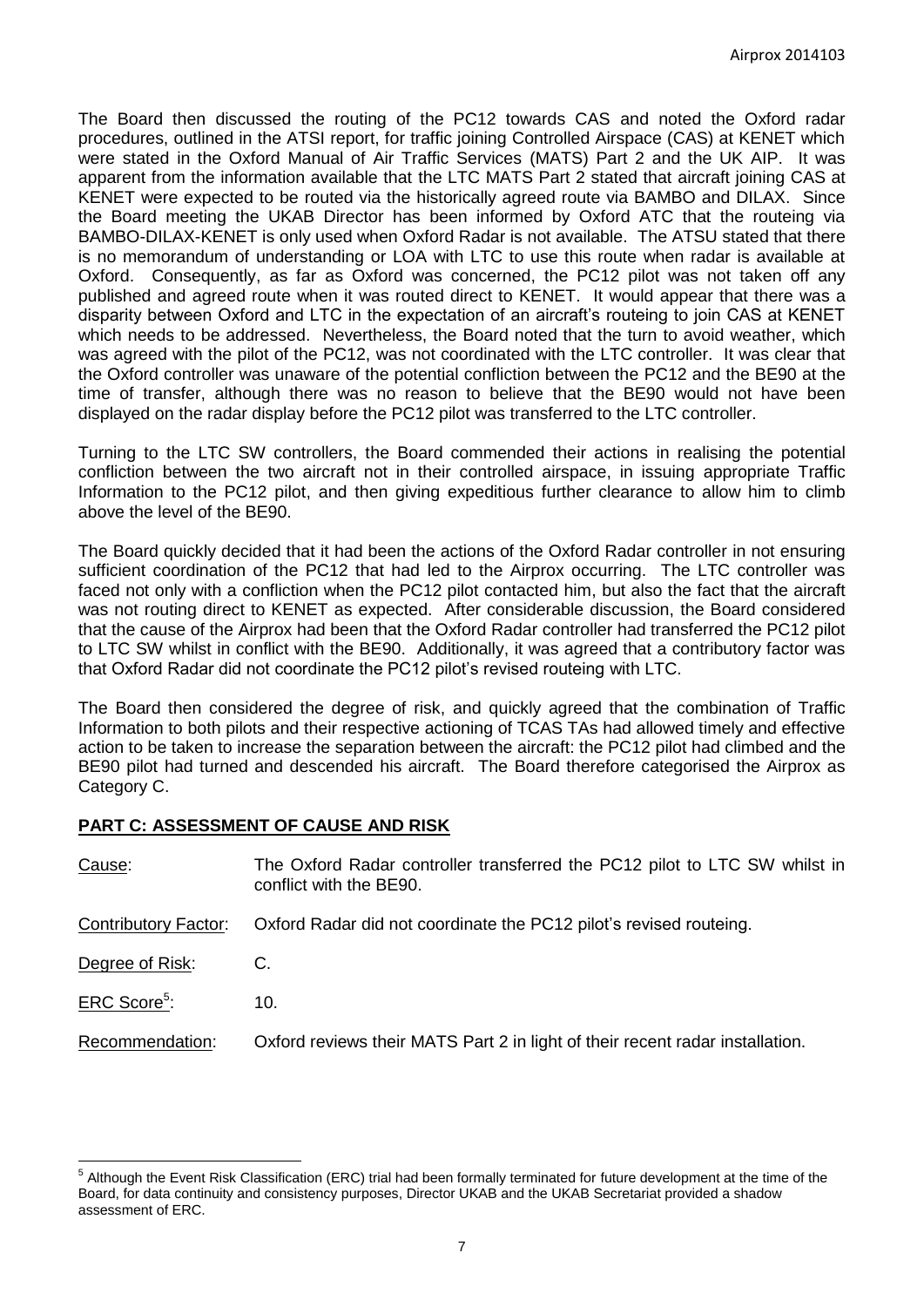The Board then discussed the routing of the PC12 towards CAS and noted the Oxford radar procedures, outlined in the ATSI report, for traffic joining Controlled Airspace (CAS) at KENET which were stated in the Oxford Manual of Air Traffic Services (MATS) Part 2 and the UK AIP. It was apparent from the information available that the LTC MATS Part 2 stated that aircraft joining CAS at KENET were expected to be routed via the historically agreed route via BAMBO and DILAX. Since the Board meeting the UKAB Director has been informed by Oxford ATC that the routeing via BAMBO-DILAX-KENET is only used when Oxford Radar is not available. The ATSU stated that there is no memorandum of understanding or LOA with LTC to use this route when radar is available at Oxford. Consequently, as far as Oxford was concerned, the PC12 pilot was not taken off any published and agreed route when it was routed direct to KENET. It would appear that there was a disparity between Oxford and LTC in the expectation of an aircraft's routeing to join CAS at KENET which needs to be addressed. Nevertheless, the Board noted that the turn to avoid weather, which was agreed with the pilot of the PC12, was not coordinated with the LTC controller. It was clear that the Oxford controller was unaware of the potential confliction between the PC12 and the BE90 at the time of transfer, although there was no reason to believe that the BE90 would not have been displayed on the radar display before the PC12 pilot was transferred to the LTC controller.

Turning to the LTC SW controllers, the Board commended their actions in realising the potential confliction between the two aircraft not in their controlled airspace, in issuing appropriate Traffic Information to the PC12 pilot, and then giving expeditious further clearance to allow him to climb above the level of the BE90.

The Board quickly decided that it had been the actions of the Oxford Radar controller in not ensuring sufficient coordination of the PC12 that had led to the Airprox occurring. The LTC controller was faced not only with a confliction when the PC12 pilot contacted him, but also the fact that the aircraft was not routing direct to KENET as expected. After considerable discussion, the Board considered that the cause of the Airprox had been that the Oxford Radar controller had transferred the PC12 pilot to LTC SW whilst in conflict with the BE90. Additionally, it was agreed that a contributory factor was that Oxford Radar did not coordinate the PC12 pilot's revised routeing with LTC.

The Board then considered the degree of risk, and quickly agreed that the combination of Traffic Information to both pilots and their respective actioning of TCAS TAs had allowed timely and effective action to be taken to increase the separation between the aircraft: the PC12 pilot had climbed and the BE90 pilot had turned and descended his aircraft. The Board therefore categorised the Airprox as Category C.

## PART C: ASSESSMENT OF CAUSE AND RISK

| | |
|---|---|
| Cause: | The Oxford Radar controller transferred the PC12 pilot to LTC SW whilst in conflict with the BE90. |
| Contributory Factor: | Oxford Radar did not coordinate the PC12 pilot's revised routeing. |
| Degree of Risk: | C. |
| ERC Score[5]: | 10. |
| Recommendation: | Oxford reviews their MATS Part 2 in light of their recent radar installation. |

[5] Although the Event Risk Classification (ERC) trial had been formally terminated for future development at the time of the Board, for data continuity and consistency purposes, Director UKAB and the UKAB Secretariat provided a shadow assessment of ERC.